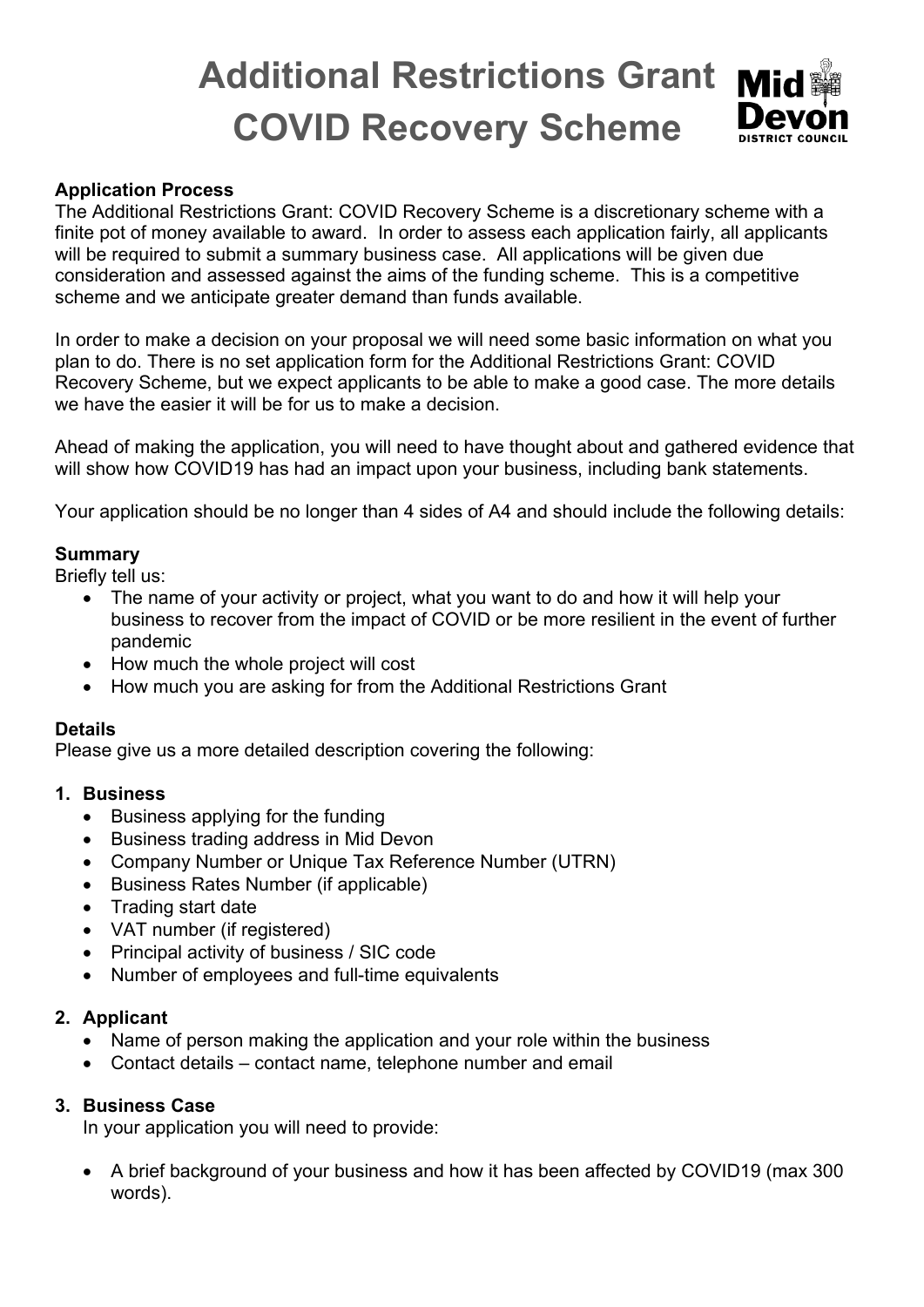# Additional Restrictions Grant COVID Recovery Scheme

**Application Process**

The Additional Restrictions Grant: COVID Recovery Scheme is a discretionary scheme with a finite pot of money available to award. In order to assess each application fairly, all applicants will be required to submit a summary business case. All applications will be given due consideration and assessed against the aims of the funding scheme. This is a competitive scheme and we anticipate greater demand than funds available.

In order to make a decision on your proposal we will need some basic information on what you plan to do. There is no set application form for the Additional Restrictions Grant: COVID Recovery Scheme, but we expect applicants to be able to make a good case. The more details we have the easier it will be for us to make a decision.

Ahead of making the application, you will need to have thought about and gathered evidence that will show how COVID19 has had an impact upon your business, including bank statements.

Your application should be no longer than 4 sides of A4 and should include the following details:

**Summary**

Briefly tell us:

- The name of your activity or project, what you want to do and how it will help your business to recover from the impact of COVID or be more resilient in the event of further pandemic
- How much the whole project will cost
- How much you are asking for from the Additional Restrictions Grant

**Details**

Please give us a more detailed description covering the following:

1. **Business**
   - Business applying for the funding
   - Business trading address in Mid Devon
   - Company Number or Unique Tax Reference Number (UTRN)
   - Business Rates Number (if applicable)
   - Trading start date
   - VAT number (if registered)
   - Principal activity of business / SIC code
   - Number of employees and full-time equivalents

2. **Applicant**
   - Name of person making the application and your role within the business
   - Contact details – contact name, telephone number and email

3. **Business Case**

   In your application you will need to provide:

   - A brief background of your business and how it has been affected by COVID19 (max 300 words).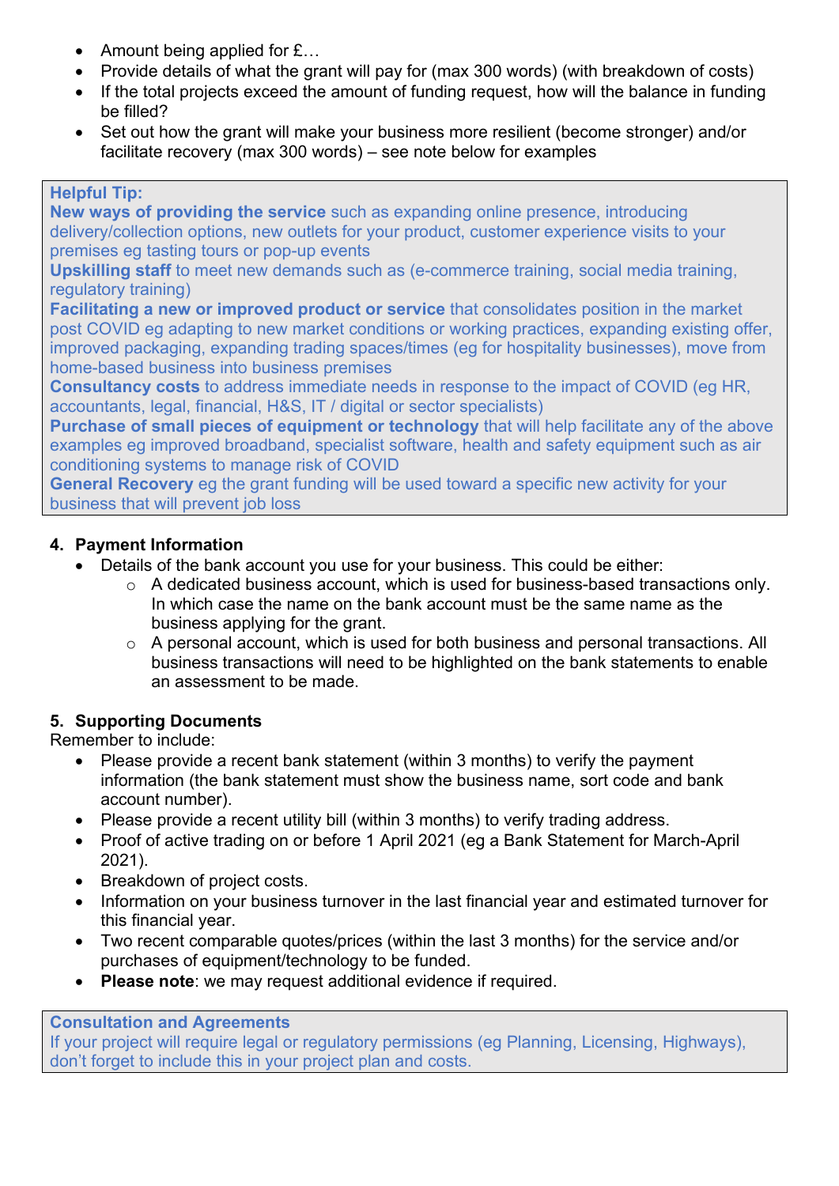- Amount being applied for £…
- Provide details of what the grant will pay for (max 300 words) (with breakdown of costs)
- If the total projects exceed the amount of funding request, how will the balance in funding be filled?
- Set out how the grant will make your business more resilient (become stronger) and/or facilitate recovery (max 300 words) – see note below for examples

> **Helpful Tip:**
> **New ways of providing the service** such as expanding online presence, introducing delivery/collection options, new outlets for your product, customer experience visits to your premises eg tasting tours or pop-up events
> **Upskilling staff** to meet new demands such as (e-commerce training, social media training, regulatory training)
> **Facilitating a new or improved product or service** that consolidates position in the market post COVID eg adapting to new market conditions or working practices, expanding existing offer, improved packaging, expanding trading spaces/times (eg for hospitality businesses), move from home-based business into business premises
> **Consultancy costs** to address immediate needs in response to the impact of COVID (eg HR, accountants, legal, financial, H&S, IT / digital or sector specialists)
> **Purchase of small pieces of equipment or technology** that will help facilitate any of the above examples eg improved broadband, specialist software, health and safety equipment such as air conditioning systems to manage risk of COVID
> **General Recovery** eg the grant funding will be used toward a specific new activity for your business that will prevent job loss

## 4. Payment Information

- Details of the bank account you use for your business. This could be either:
  - A dedicated business account, which is used for business-based transactions only. In which case the name on the bank account must be the same name as the business applying for the grant.
  - A personal account, which is used for both business and personal transactions. All business transactions will need to be highlighted on the bank statements to enable an assessment to be made.

## 5. Supporting Documents

Remember to include:

- Please provide a recent bank statement (within 3 months) to verify the payment information (the bank statement must show the business name, sort code and bank account number).
- Please provide a recent utility bill (within 3 months) to verify trading address.
- Proof of active trading on or before 1 April 2021 (eg a Bank Statement for March-April 2021).
- Breakdown of project costs.
- Information on your business turnover in the last financial year and estimated turnover for this financial year.
- Two recent comparable quotes/prices (within the last 3 months) for the service and/or purchases of equipment/technology to be funded.
- **Please note**: we may request additional evidence if required.

> **Consultation and Agreements**
> If your project will require legal or regulatory permissions (eg Planning, Licensing, Highways), don't forget to include this in your project plan and costs.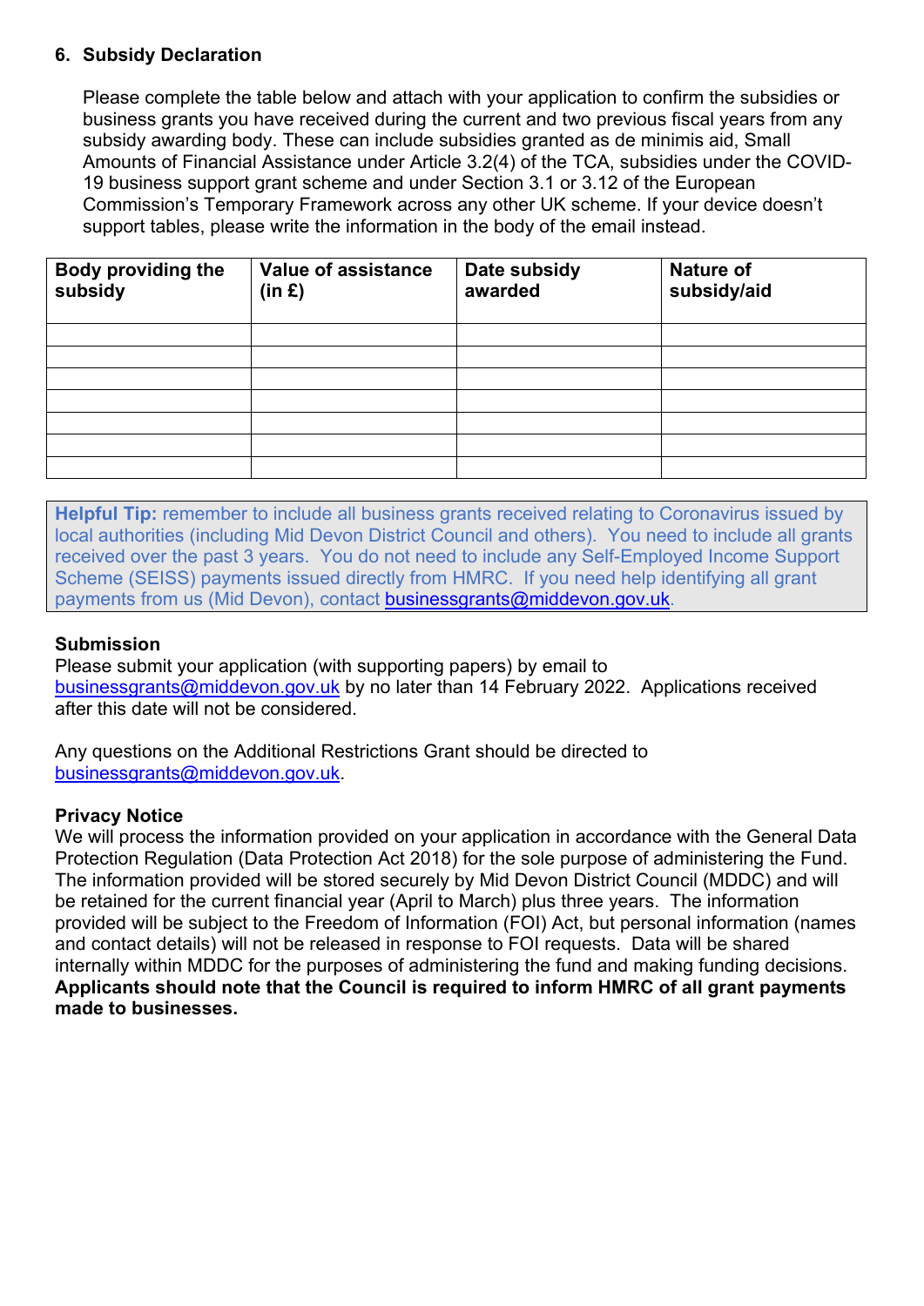## 6. Subsidy Declaration

Please complete the table below and attach with your application to confirm the subsidies or business grants you have received during the current and two previous fiscal years from any subsidy awarding body. These can include subsidies granted as de minimis aid, Small Amounts of Financial Assistance under Article 3.2(4) of the TCA, subsidies under the COVID-19 business support grant scheme and under Section 3.1 or 3.12 of the European Commission's Temporary Framework across any other UK scheme. If your device doesn't support tables, please write the information in the body of the email instead.

| Body providing the subsidy | Value of assistance (in £) | Date subsidy awarded | Nature of subsidy/aid |
|---|---|---|---|
| | | | |
| | | | |
| | | | |
| | | | |
| | | | |
| | | | |
| | | | |

**Helpful Tip:** remember to include all business grants received relating to Coronavirus issued by local authorities (including Mid Devon District Council and others). You need to include all grants received over the past 3 years. You do not need to include any Self-Employed Income Support Scheme (SEISS) payments issued directly from HMRC. If you need help identifying all grant payments from us (Mid Devon), contact businessgrants@middevon.gov.uk.

### Submission

Please submit your application (with supporting papers) by email to businessgrants@middevon.gov.uk by no later than 14 February 2022. Applications received after this date will not be considered.

Any questions on the Additional Restrictions Grant should be directed to businessgrants@middevon.gov.uk.

### Privacy Notice

We will process the information provided on your application in accordance with the General Data Protection Regulation (Data Protection Act 2018) for the sole purpose of administering the Fund. The information provided will be stored securely by Mid Devon District Council (MDDC) and will be retained for the current financial year (April to March) plus three years. The information provided will be subject to the Freedom of Information (FOI) Act, but personal information (names and contact details) will not be released in response to FOI requests. Data will be shared internally within MDDC for the purposes of administering the fund and making funding decisions. **Applicants should note that the Council is required to inform HMRC of all grant payments made to businesses.**